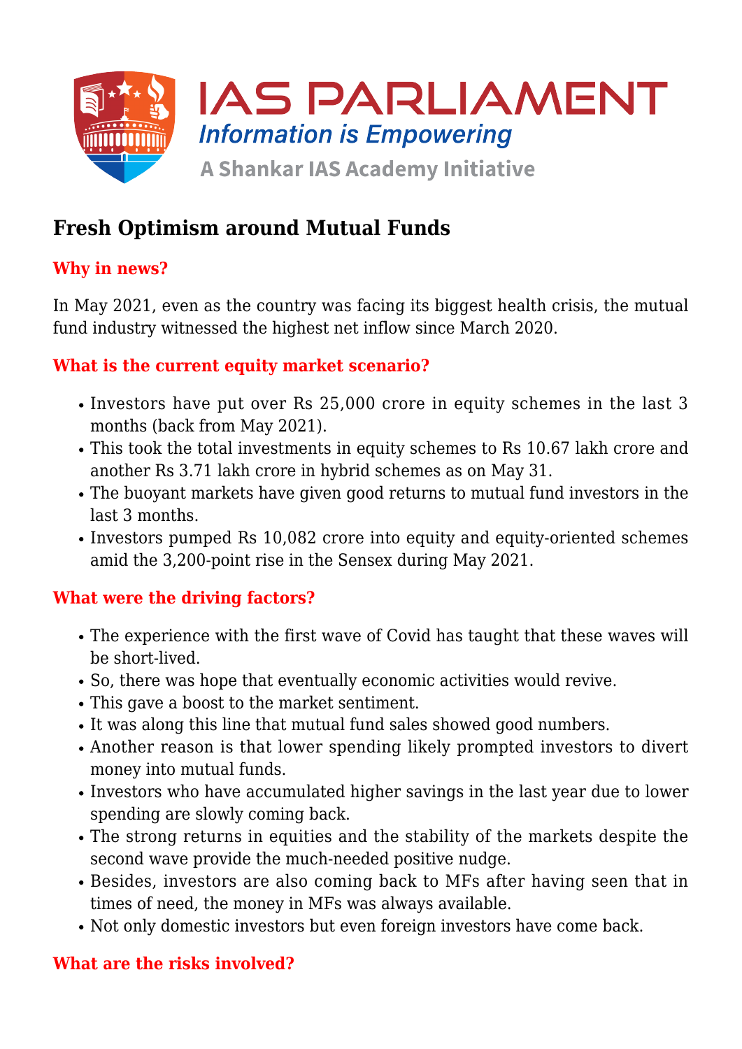IAS PARLIAMENT

*Information is Empowering*

A Shankar IAS Academy Initiative

# Fresh Optimism around Mutual Funds

## Why in news?

In May 2021, even as the country was facing its biggest health crisis, the mutual fund industry witnessed the highest net inflow since March 2020.

## What is the current equity market scenario?

- Investors have put over Rs 25,000 crore in equity schemes in the last 3 months (back from May 2021).
- This took the total investments in equity schemes to Rs 10.67 lakh crore and another Rs 3.71 lakh crore in hybrid schemes as on May 31.
- The buoyant markets have given good returns to mutual fund investors in the last 3 months.
- Investors pumped Rs 10,082 crore into equity and equity-oriented schemes amid the 3,200-point rise in the Sensex during May 2021.

## What were the driving factors?

- The experience with the first wave of Covid has taught that these waves will be short-lived.
- So, there was hope that eventually economic activities would revive.
- This gave a boost to the market sentiment.
- It was along this line that mutual fund sales showed good numbers.
- Another reason is that lower spending likely prompted investors to divert money into mutual funds.
- Investors who have accumulated higher savings in the last year due to lower spending are slowly coming back.
- The strong returns in equities and the stability of the markets despite the second wave provide the much-needed positive nudge.
- Besides, investors are also coming back to MFs after having seen that in times of need, the money in MFs was always available.
- Not only domestic investors but even foreign investors have come back.

## What are the risks involved?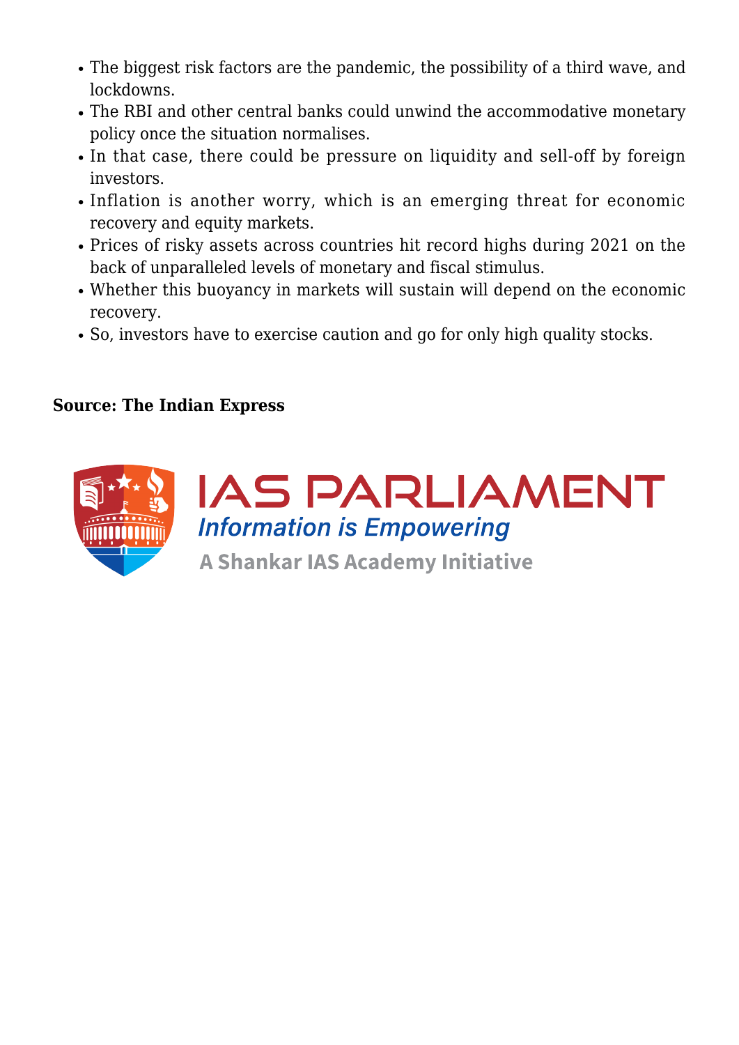- The biggest risk factors are the pandemic, the possibility of a third wave, and lockdowns.
- The RBI and other central banks could unwind the accommodative monetary policy once the situation normalises.
- In that case, there could be pressure on liquidity and sell-off by foreign investors.
- Inflation is another worry, which is an emerging threat for economic recovery and equity markets.
- Prices of risky assets across countries hit record highs during 2021 on the back of unparalleled levels of monetary and fiscal stimulus.
- Whether this buoyancy in markets will sustain will depend on the economic recovery.
- So, investors have to exercise caution and go for only high quality stocks.

**Source: The Indian Express**

IAS PARLIAMENT

*Information is Empowering*

A Shankar IAS Academy Initiative